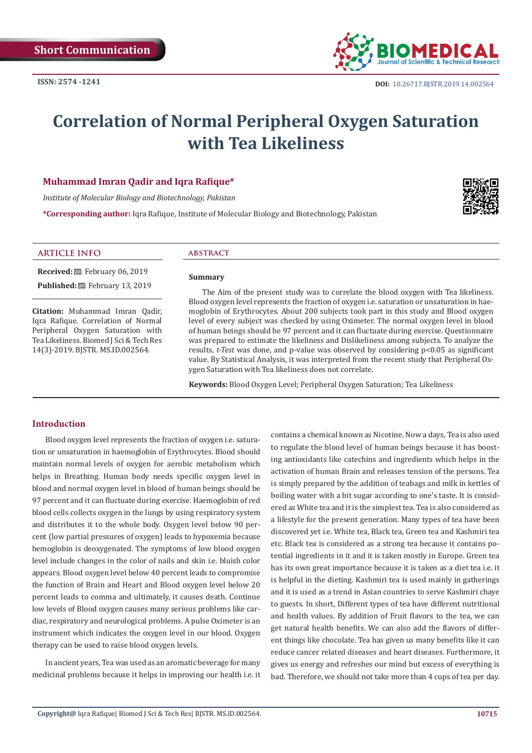Short Communication

ISSN: 2574 -1241

DOI: 10.26717.BJSTR.2019.14.002564

# Correlation of Normal Peripheral Oxygen Saturation with Tea Likeliness

**Muhammad Imran Qadir and Iqra Rafique***

*Institute of Molecular Biology and Biotechnology, Pakistan*

***Corresponding author:** Iqra Rafique, Institute of Molecular Biology and Biotechnology, Pakistan

## ARTICLE INFO

**Received:** February 06, 2019

**Published:** February 13, 2019

**Citation:** Muhammad Imran Qadir, Iqra Rafique. Correlation of Normal Peripheral Oxygen Saturation with Tea Likeliness. Biomed J Sci & Tech Res 14(3)-2019. BJSTR. MS.ID.002564.

## ABSTRACT

**Summary**

The Aim of the present study was to correlate the blood oxygen with Tea likeliness. Blood oxygen level represents the fraction of oxygen i.e. saturation or unsaturation in haemoglobin of Erythrocytes. About 200 subjects took part in this study and Blood oxygen level of every subject was checked by using Oximeter. The normal oxygen level in blood of human beings should be 97 percent and it can fluctuate during exercise. Questionnaire was prepared to estimate the likeliness and Dislikeliness among subjects. To analyze the results, *t-Test* was done, and p-value was observed by considering $p<0.05$ as significant value. By Statistical Analysis, it was interpreted from the recent study that Peripheral Oxygen Saturation with Tea likeliness does not correlate.

**Keywords:** Blood Oxygen Level; Peripheral Oxygen Saturation; Tea Likeliness

## Introduction

Blood oxygen level represents the fraction of oxygen i.e. saturation or unsaturation in haemoglobin of Erythrocytes. Blood should maintain normal levels of oxygen for aerobic metabolism which helps in Breathing. Human body needs specific oxygen level in blood and normal oxygen level in blood of human beings should be 97 percent and it can fluctuate during exercise. Haemoglobin of red blood cells collects oxygen in the lungs by using respiratory system and distributes it to the whole body. Oxygen level below 90 percent (low partial pressures of oxygen) leads to hypoxemia because hemoglobin is deoxygenated. The symptoms of low blood oxygen level include changes in the color of nails and skin i.e. bluish color appears. Blood oxygen level below 40 percent leads to compromise the function of Brain and Heart and Blood oxygen level below 20 percent leads to comma and ultimately, it causes death. Continue low levels of Blood oxygen causes many serious problems like cardiac, respiratory and neurological problems. A pulse Oximeter is an instrument which indicates the oxygen level in our blood. Oxygen therapy can be used to raise blood oxygen levels.

In ancient years, Tea was used as an aromatic beverage for many medicinal problems because it helps in improving our health i.e. it contains a chemical known as Nicotine. Now a days, Tea is also used to regulate the blood level of human beings because it has boosting antioxidants like catechins and ingredients which helps in the activation of human Brain and releases tension of the persons. Tea is simply prepared by the addition of teabags and milk in kettles of boiling water with a bit sugar according to one's taste. It is considered as White tea and it is the simplest tea. Tea is also considered as a lifestyle for the present generation. Many types of tea have been discovered yet i.e. White tea, Black tea, Green tea and Kashmiri tea etc. Black tea is considered as a strong tea because it contains potential ingredients in it and it is taken mostly in Europe. Green tea has its own great importance because it is taken as a diet tea i.e. it is helpful in the dieting. Kashmiri tea is used mainly in gatherings and it is used as a trend in Asian countries to serve Kashmiri chaye to guests. In short, Different types of tea have different nutritional and health values. By addition of Fruit flavors to the tea, we can get natural health benefits. We can also add the flavors of different things like chocolate. Tea has given us many benefits like it can reduce cancer related diseases and heart diseases. Furthermore, it gives us energy and refreshes our mind but excess of everything is bad. Therefore, we should not take more than 4 cups of tea per day.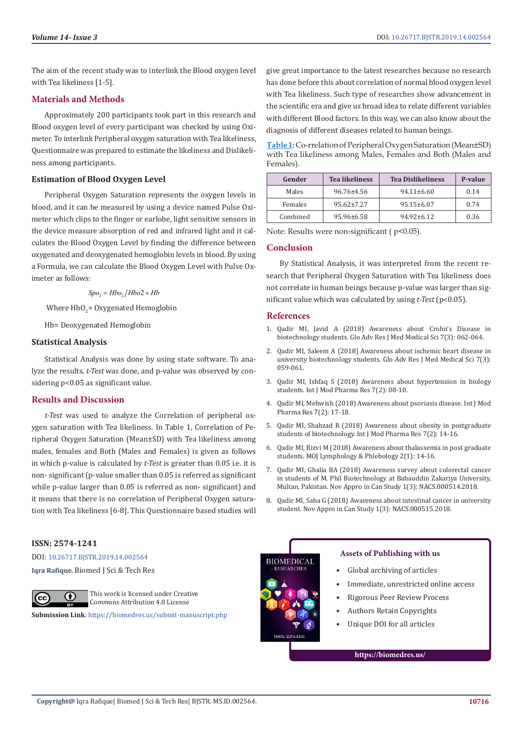The aim of the recent study was to interlink the Blood oxygen level with Tea likeliness [1-5].

## Materials and Methods

Approximately 200 participants took part in this research and Blood oxygen level of every participant was checked by using Oximeter. To interlink Peripheral oxygen saturation with Tea likeliness, Questionnaire was prepared to estimate the likeliness and Dislikeliness among participants.

### Estimation of Blood Oxygen Level

Peripheral Oxygen Saturation represents the oxygen levels in blood, and it can be measured by using a device named Pulse Oximeter which clips to the finger or earlobe, light sensitive sensors in the device measure absorption of red and infrared light and it calculates the Blood Oxygen Level by finding the difference between oxygenated and deoxygenated hemoglobin levels in blood. By using a Formula, we can calculate the Blood Oxygen Level with Pulse Oximeter as follows:

$$Spo_2 = Hbo_2 / Hbo2 + Hb$$

Where $HbO_2$ = Oxygenated Hemoglobin

Hb= Deoxygenated Hemoglobin

### Statistical Analysis

Statistical Analysis was done by using state software. To analyze the results, *t-Test* was done, and p-value was observed by considering p<0.05 as significant value.

## Results and Discussion

*t-Test* was used to analyze the Correlation of peripheral oxygen saturation with Tea likeliness. In Table 1, Correlation of Peripheral Oxygen Saturation (Mean±SD) with Tea likeliness among males, females and Both (Males and Females) is given as follows in which p-value is calculated by *t-Test* is greater than 0.05 i.e. it is non- significant (p-value smaller than 0.05 is referred as significant while p-value larger than 0.05 is referred as non- significant) and it means that there is no correlation of Peripheral Oxygen saturation with Tea likeliness [6-8]. This Questionnaire based studies will give great importance to the latest researches because no research has done before this about correlation of normal blood oxygen level with Tea likeliness. Such type of researches show advancement in the scientific era and give us broad idea to relate different variables with different Blood factors. In this way, we can also know about the diagnosis of different diseases related to human beings.

**Table 1:** Co-rrelation of Peripheral Oxygen Saturation (Mean±SD) with Tea likeliness among Males, Females and Both (Males and Females).

| Gender | Tea likeliness | Tea Dislikeliness | P-value |
|---|---|---|---|
| Males | 96.76±4.56 | 94.11±6.60 | 0.14 |
| Females | 95.62±7.27 | 95.15±6.07 | 0.74 |
| Combined | 95.96±6.58 | 94.92±6.12 | 0.36 |

Note: Results were non-significant ( p<0.05).

## Conclusion

By Statistical Analysis, it was interpreted from the recent research that Peripheral Oxygen Saturation with Tea likeliness does not correlate in human beings because p-value was larger than significant value which was calculated by using *t-Test* (p<0.05).

## References

1. Qadir MI, Javid A (2018) Awareness about Crohn's Disease in biotechnology students. Glo Adv Res J Med Medical Sci 7(3): 062-064.
2. Qadir MI, Saleem A (2018) Awareness about ischemic heart disease in university biotechnology students. Glo Adv Res J Med Medical Sci 7(3): 059-061.
3. Qadir MI, Ishfaq S (2018) Awareness about hypertension in biology students. Int J Mod Pharma Res 7(2): 08-10.
4. Qadir MI, Mehwish (2018) Awareness about psoriasis disease. Int J Mod Pharma Res 7(2): 17-18.
5. Qadir MI, Shahzad R (2018) Awareness about obesity in postgraduate students of biotechnology. Int J Mod Pharma Res 7(2): 14-16.
6. Qadir MI, Rizvi M (2018) Awareness about thalassemia in post graduate students. MOJ Lymphology & Phlebology 2(1): 14-16.
7. Qadir MI, Ghalia BA (2018) Awareness survey about colorectal cancer in students of M. Phil Biotechnology at Bahauddin Zakariya University, Multan, Pakistan. Nov Appro in Can Study 1(3): NACS.000514.2018.
8. Qadir MI, Saba G (2018) Awareness about intestinal cancer in university student. Nov Appro in Can Study 1(3): NACS.000515.2018.

**ISSN: 2574-1241**

DOI: 10.26717.BJSTR.2019.14.002564

**Iqra Rafique.** Biomed J Sci & Tech Res

This work is licensed under Creative Commons Attribution 4.0 License

**Submission Link**: https://biomedres.us/submit-manuscript.php

**Assets of Publishing with us**

- Global archiving of articles
- Immediate, unrestricted online access
- Rigorous Peer Review Process
- Authors Retain Copyrights
- Unique DOI for all articles

**https://biomedres.us/**